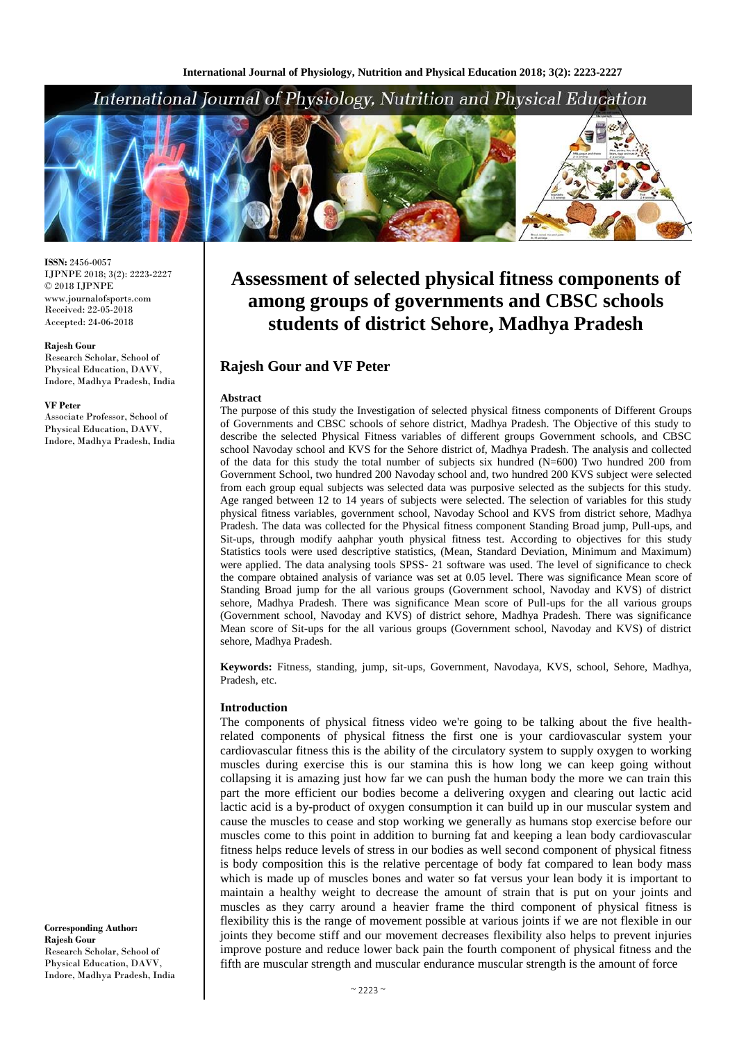**ISSN:** 2456-0057
IJPNPE 2018; 3(2): 2223-2227
© 2018 IJPNPE
www.journalofsports.com
Received: 22-05-2018
Accepted: 24-06-2018

**Rajesh Gour**
Research Scholar, School of Physical Education, DAVV, Indore, Madhya Pradesh, India

**VF Peter**
Associate Professor, School of Physical Education, DAVV, Indore, Madhya Pradesh, India

**Corresponding Author:**
**Rajesh Gour**
Research Scholar, School of Physical Education, DAVV, Indore, Madhya Pradesh, India

# Assessment of selected physical fitness components of among groups of governments and CBSC schools students of district Sehore, Madhya Pradesh

## Rajesh Gour and VF Peter

### Abstract

The purpose of this study the Investigation of selected physical fitness components of Different Groups of Governments and CBSC schools of sehore district, Madhya Pradesh. The Objective of this study to describe the selected Physical Fitness variables of different groups Government schools, and CBSC school Navoday school and KVS for the Sehore district of, Madhya Pradesh. The analysis and collected of the data for this study the total number of subjects six hundred (N=600) Two hundred 200 from Government School, two hundred 200 Navoday school and, two hundred 200 KVS subject were selected from each group equal subjects was selected data was purposive selected as the subjects for this study. Age ranged between 12 to 14 years of subjects were selected. The selection of variables for this study physical fitness variables, government school, Navoday School and KVS from district sehore, Madhya Pradesh. The data was collected for the Physical fitness component Standing Broad jump, Pull-ups, and Sit-ups, through modify aahphar youth physical fitness test. According to objectives for this study Statistics tools were used descriptive statistics, (Mean, Standard Deviation, Minimum and Maximum) were applied. The data analysing tools SPSS- 21 software was used. The level of significance to check the compare obtained analysis of variance was set at 0.05 level. There was significance Mean score of Standing Broad jump for the all various groups (Government school, Navoday and KVS) of district sehore, Madhya Pradesh. There was significance Mean score of Pull-ups for the all various groups (Government school, Navoday and KVS) of district sehore, Madhya Pradesh. There was significance Mean score of Sit-ups for the all various groups (Government school, Navoday and KVS) of district sehore, Madhya Pradesh.

**Keywords:** Fitness, standing, jump, sit-ups, Government, Navodaya, KVS, school, Sehore, Madhya, Pradesh, etc.

### Introduction

The components of physical fitness video we're going to be talking about the five health-related components of physical fitness the first one is your cardiovascular system your cardiovascular fitness this is the ability of the circulatory system to supply oxygen to working muscles during exercise this is our stamina this is how long we can keep going without collapsing it is amazing just how far we can push the human body the more we can train this part the more efficient our bodies become a delivering oxygen and clearing out lactic acid lactic acid is a by-product of oxygen consumption it can build up in our muscular system and cause the muscles to cease and stop working we generally as humans stop exercise before our muscles come to this point in addition to burning fat and keeping a lean body cardiovascular fitness helps reduce levels of stress in our bodies as well second component of physical fitness is body composition this is the relative percentage of body fat compared to lean body mass which is made up of muscles bones and water so fat versus your lean body it is important to maintain a healthy weight to decrease the amount of strain that is put on your joints and muscles as they carry around a heavier frame the third component of physical fitness is flexibility this is the range of movement possible at various joints if we are not flexible in our joints they become stiff and our movement decreases flexibility also helps to prevent injuries improve posture and reduce lower back pain the fourth component of physical fitness and the fifth are muscular strength and muscular endurance muscular strength is the amount of force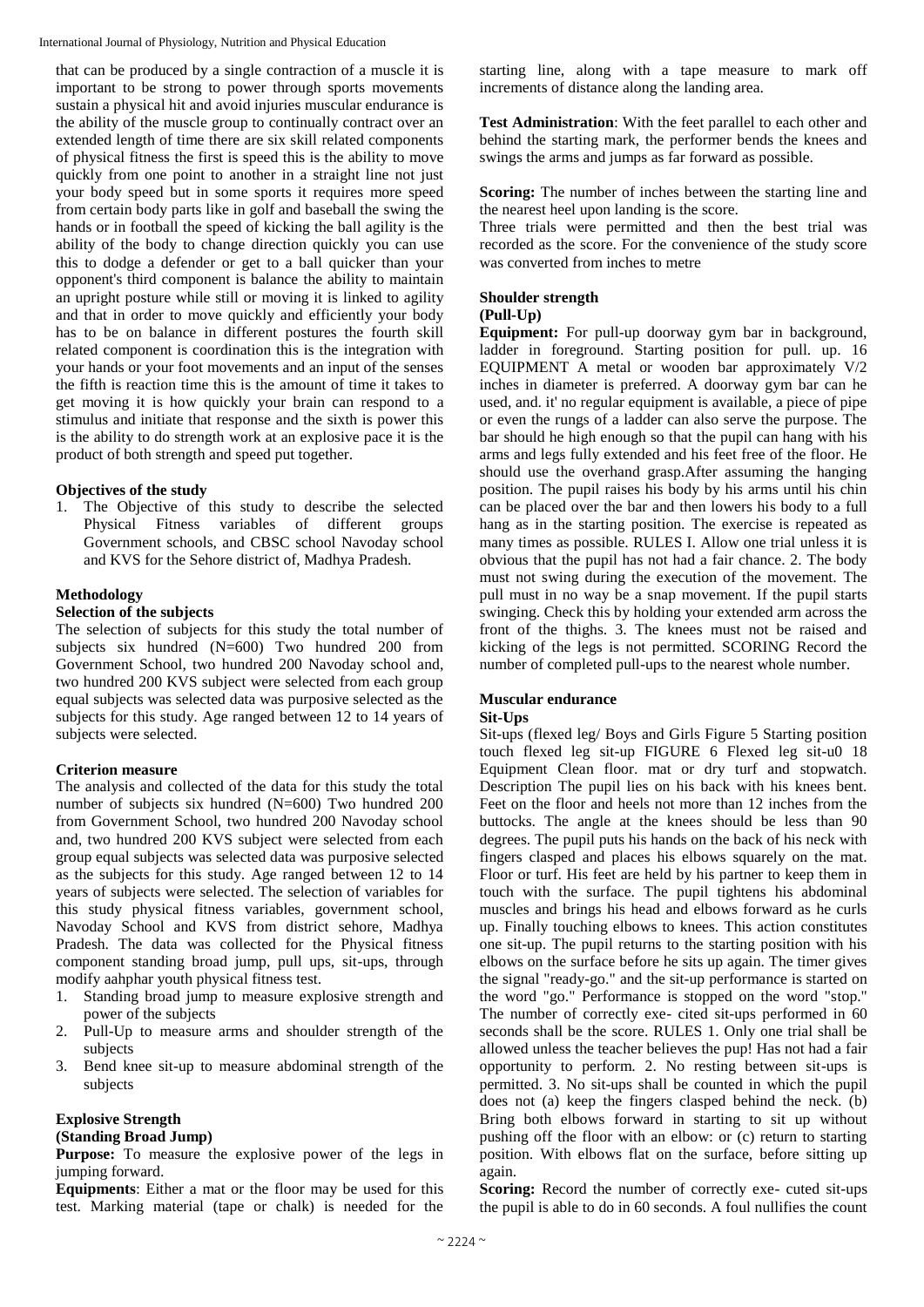that can be produced by a single contraction of a muscle it is important to be strong to power through sports movements sustain a physical hit and avoid injuries muscular endurance is the ability of the muscle group to continually contract over an extended length of time there are six skill related components of physical fitness the first is speed this is the ability to move quickly from one point to another in a straight line not just your body speed but in some sports it requires more speed from certain body parts like in golf and baseball the swing the hands or in football the speed of kicking the ball agility is the ability of the body to change direction quickly you can use this to dodge a defender or get to a ball quicker than your opponent's third component is balance the ability to maintain an upright posture while still or moving it is linked to agility and that in order to move quickly and efficiently your body has to be on balance in different postures the fourth skill related component is coordination this is the integration with your hands or your foot movements and an input of the senses the fifth is reaction time this is the amount of time it takes to get moving it is how quickly your brain can respond to a stimulus and initiate that response and the sixth is power this is the ability to do strength work at an explosive pace it is the product of both strength and speed put together.

## Objectives of the study

1. The Objective of this study to describe the selected Physical Fitness variables of different groups Government schools, and CBSC school Navoday school and KVS for the Sehore district of, Madhya Pradesh.

## Methodology

### Selection of the subjects

The selection of subjects for this study the total number of subjects six hundred (N=600) Two hundred 200 from Government School, two hundred 200 Navoday school and, two hundred 200 KVS subject were selected from each group equal subjects was selected data was purposive selected as the subjects for this study. Age ranged between 12 to 14 years of subjects were selected.

### Criterion measure

The analysis and collected of the data for this study the total number of subjects six hundred (N=600) Two hundred 200 from Government School, two hundred 200 Navoday school and, two hundred 200 KVS subject were selected from each group equal subjects was selected data was purposive selected as the subjects for this study. Age ranged between 12 to 14 years of subjects were selected. The selection of variables for this study physical fitness variables, government school, Navoday School and KVS from district sehore, Madhya Pradesh. The data was collected for the Physical fitness component standing broad jump, pull ups, sit-ups, through modify aahphar youth physical fitness test.

1. Standing broad jump to measure explosive strength and power of the subjects
2. Pull-Up to measure arms and shoulder strength of the subjects
3. Bend knee sit-up to measure abdominal strength of the subjects

### Explosive Strength

**(Standing Broad Jump)**

**Purpose:** To measure the explosive power of the legs in jumping forward.

**Equipments**: Either a mat or the floor may be used for this test. Marking material (tape or chalk) is needed for the starting line, along with a tape measure to mark off increments of distance along the landing area.

**Test Administration**: With the feet parallel to each other and behind the starting mark, the performer bends the knees and swings the arms and jumps as far forward as possible.

**Scoring:** The number of inches between the starting line and the nearest heel upon landing is the score.

Three trials were permitted and then the best trial was recorded as the score. For the convenience of the study score was converted from inches to metre

### Shoulder strength

**(Pull-Up)**

**Equipment:** For pull-up doorway gym bar in background, ladder in foreground. Starting position for pull. up. 16 EQUIPMENT A metal or wooden bar approximately V/2 inches in diameter is preferred. A doorway gym bar can he used, and. it' no regular equipment is available, a piece of pipe or even the rungs of a ladder can also serve the purpose. The bar should he high enough so that the pupil can hang with his arms and legs fully extended and his feet free of the floor. He should use the overhand grasp.After assuming the hanging position. The pupil raises his body by his arms until his chin can be placed over the bar and then lowers his body to a full hang as in the starting position. The exercise is repeated as many times as possible. RULES I. Allow one trial unless it is obvious that the pupil has not had a fair chance. 2. The body must not swing during the execution of the movement. The pull must in no way be a snap movement. If the pupil starts swinging. Check this by holding your extended arm across the front of the thighs. 3. The knees must not be raised and kicking of the legs is not permitted. SCORING Record the number of completed pull-ups to the nearest whole number.

### Muscular endurance

**Sit-Ups**

Sit-ups (flexed leg/ Boys and Girls Figure 5 Starting position touch flexed leg sit-up FIGURE 6 Flexed leg sit-u0 18 Equipment Clean floor. mat or dry turf and stopwatch. Description The pupil lies on his back with his knees bent. Feet on the floor and heels not more than 12 inches from the buttocks. The angle at the knees should be less than 90 degrees. The pupil puts his hands on the back of his neck with fingers clasped and places his elbows squarely on the mat. Floor or turf. His feet are held by his partner to keep them in touch with the surface. The pupil tightens his abdominal muscles and brings his head and elbows forward as he curls up. Finally touching elbows to knees. This action constitutes one sit-up. The pupil returns to the starting position with his elbows on the surface before he sits up again. The timer gives the signal "ready-go." and the sit-up performance is started on the word "go." Performance is stopped on the word "stop." The number of correctly exe- cited sit-ups performed in 60 seconds shall be the score. RULES 1. Only one trial shall be allowed unless the teacher believes the pup! Has not had a fair opportunity to perform. 2. No resting between sit-ups is permitted. 3. No sit-ups shall be counted in which the pupil does not (a) keep the fingers clasped behind the neck. (b) Bring both elbows forward in starting to sit up without pushing off the floor with an elbow: or (c) return to starting position. With elbows flat on the surface, before sitting up again.

**Scoring:** Record the number of correctly exe- cuted sit-ups the pupil is able to do in 60 seconds. A foul nullifies the count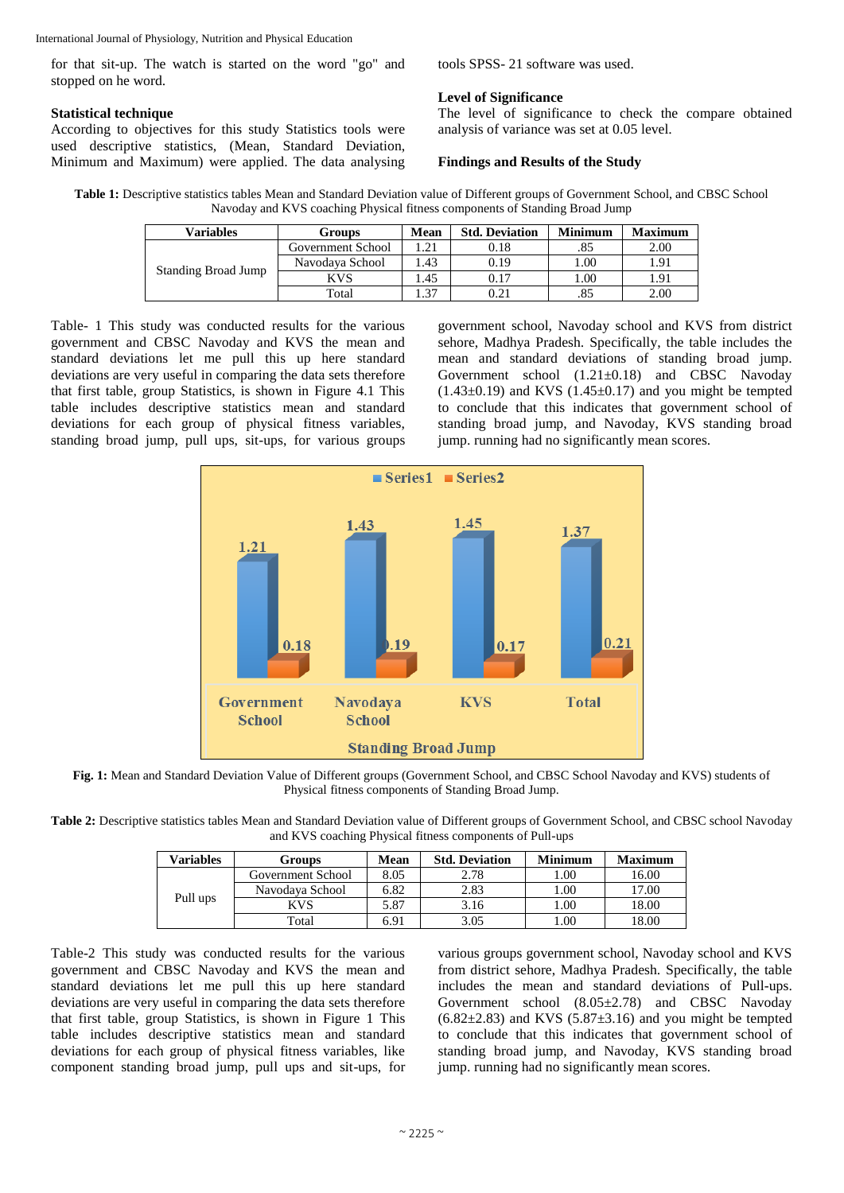for that sit-up. The watch is started on the word "go" and stopped on he word.

### Statistical technique

According to objectives for this study Statistics tools were used descriptive statistics, (Mean, Standard Deviation, Minimum and Maximum) were applied. The data analysing tools SPSS- 21 software was used.

### Level of Significance

The level of significance to check the compare obtained analysis of variance was set at 0.05 level.

### Findings and Results of the Study

**Table 1:** Descriptive statistics tables Mean and Standard Deviation value of Different groups of Government School, and CBSC School Navoday and KVS coaching Physical fitness components of Standing Broad Jump

| Variables | Groups | Mean | Std. Deviation | Minimum | Maximum |
|---|---|---|---|---|---|
| Standing Broad Jump | Government School | 1.21 | 0.18 | .85 | 2.00 |
| | Navodaya School | 1.43 | 0.19 | 1.00 | 1.91 |
| | KVS | 1.45 | 0.17 | 1.00 | 1.91 |
| | Total | 1.37 | 0.21 | .85 | 2.00 |

Table- 1 This study was conducted results for the various government and CBSC Navoday and KVS the mean and standard deviations let me pull this up here standard deviations are very useful in comparing the data sets therefore that first table, group Statistics, is shown in Figure 4.1 This table includes descriptive statistics mean and standard deviations for each group of physical fitness variables, standing broad jump, pull ups, sit-ups, for various groups government school, Navoday school and KVS from district sehore, Madhya Pradesh. Specifically, the table includes the mean and standard deviations of standing broad jump. Government school (1.21±0.18) and CBSC Navoday (1.43±0.19) and KVS (1.45±0.17) and you might be tempted to conclude that this indicates that government school of standing broad jump, and Navoday, KVS standing broad jump. running had no significantly mean scores.

**Fig. 1:** Mean and Standard Deviation Value of Different groups (Government School, and CBSC School Navoday and KVS) students of Physical fitness components of Standing Broad Jump.

**Table 2:** Descriptive statistics tables Mean and Standard Deviation value of Different groups of Government School, and CBSC school Navoday and KVS coaching Physical fitness components of Pull-ups

| Variables | Groups | Mean | Std. Deviation | Minimum | Maximum |
|---|---|---|---|---|---|
| Pull ups | Government School | 8.05 | 2.78 | 1.00 | 16.00 |
| | Navodaya School | 6.82 | 2.83 | 1.00 | 17.00 |
| | KVS | 5.87 | 3.16 | 1.00 | 18.00 |
| | Total | 6.91 | 3.05 | 1.00 | 18.00 |

Table-2 This study was conducted results for the various government and CBSC Navoday and KVS the mean and standard deviations let me pull this up here standard deviations are very useful in comparing the data sets therefore that first table, group Statistics, is shown in Figure 1 This table includes descriptive statistics mean and standard deviations for each group of physical fitness variables, like component standing broad jump, pull ups and sit-ups, for various groups government school, Navoday school and KVS from district sehore, Madhya Pradesh. Specifically, the table includes the mean and standard deviations of Pull-ups. Government school (8.05±2.78) and CBSC Navoday (6.82±2.83) and KVS (5.87±3.16) and you might be tempted to conclude that this indicates that government school of standing broad jump, and Navoday, KVS standing broad jump. running had no significantly mean scores.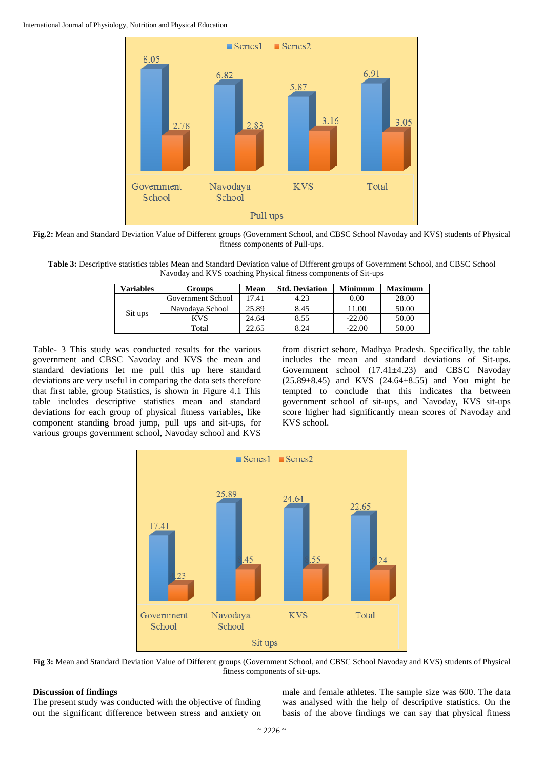**Fig.2:** Mean and Standard Deviation Value of Different groups (Government School, and CBSC School Navoday and KVS) students of Physical fitness components of Pull-ups.

**Table 3:** Descriptive statistics tables Mean and Standard Deviation value of Different groups of Government School, and CBSC School Navoday and KVS coaching Physical fitness components of Sit-ups

| Variables | Groups | Mean | Std. Deviation | Minimum | Maximum |
|---|---|---|---|---|---|
| Sit ups | Government School | 17.41 | 4.23 | 0.00 | 28.00 |
| | Navodaya School | 25.89 | 8.45 | 11.00 | 50.00 |
| | KVS | 24.64 | 8.55 | -22.00 | 50.00 |
| | Total | 22.65 | 8.24 | -22.00 | 50.00 |

Table- 3 This study was conducted results for the various government and CBSC Navoday and KVS the mean and standard deviations let me pull this up here standard deviations are very useful in comparing the data sets therefore that first table, group Statistics, is shown in Figure 4.1 This table includes descriptive statistics mean and standard deviations for each group of physical fitness variables, like component standing broad jump, pull ups and sit-ups, for various groups government school, Navoday school and KVS from district sehore, Madhya Pradesh. Specifically, the table includes the mean and standard deviations of Sit-ups. Government school (17.41±4.23) and CBSC Navoday (25.89±8.45) and KVS (24.64±8.55) and You might be tempted to conclude that this indicates tha between government school of sit-ups, and Navoday, KVS sit-ups score higher had significantly mean scores of Navoday and KVS school.

**Fig 3:** Mean and Standard Deviation Value of Different groups (Government School, and CBSC School Navoday and KVS) students of Physical fitness components of sit-ups.

## Discussion of findings

The present study was conducted with the objective of finding out the significant difference between stress and anxiety on male and female athletes. The sample size was 600. The data was analysed with the help of descriptive statistics. On the basis of the above findings we can say that physical fitness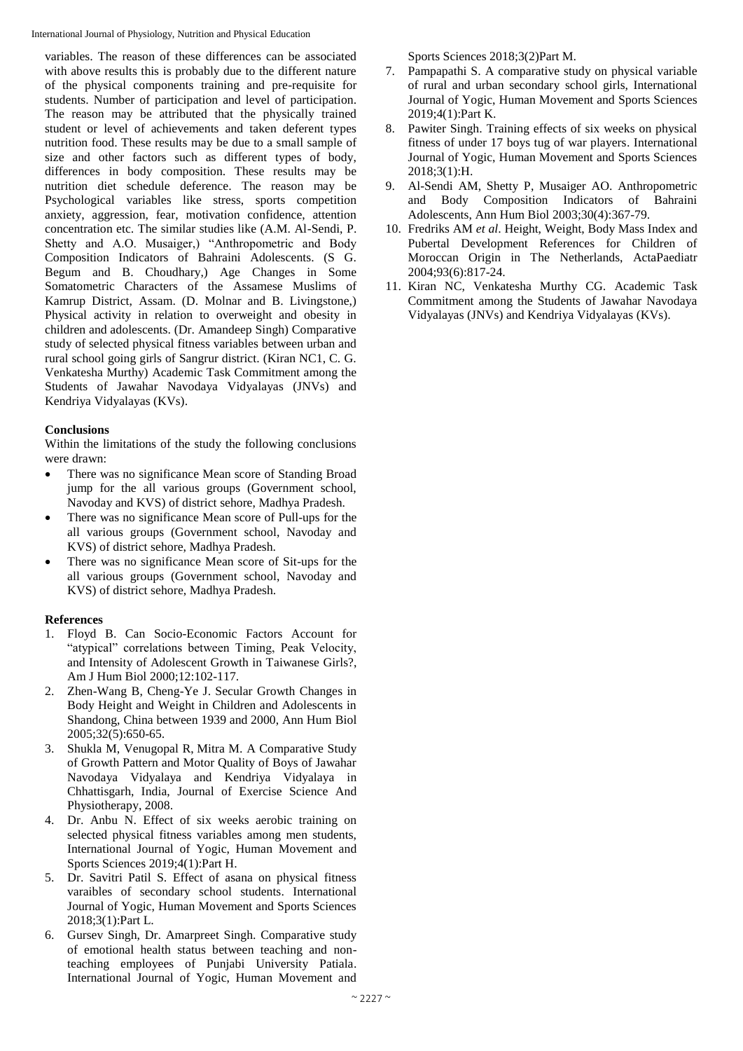variables. The reason of these differences can be associated with above results this is probably due to the different nature of the physical components training and pre-requisite for students. Number of participation and level of participation. The reason may be attributed that the physically trained student or level of achievements and taken deferent types nutrition food. These results may be due to a small sample of size and other factors such as different types of body, differences in body composition. These results may be nutrition diet schedule deference. The reason may be Psychological variables like stress, sports competition anxiety, aggression, fear, motivation confidence, attention concentration etc. The similar studies like (A.M. Al-Sendi, P. Shetty and A.O. Musaiger,) "Anthropometric and Body Composition Indicators of Bahraini Adolescents. (S G. Begum and B. Choudhary,) Age Changes in Some Somatometric Characters of the Assamese Muslims of Kamrup District, Assam. (D. Molnar and B. Livingstone,) Physical activity in relation to overweight and obesity in children and adolescents. (Dr. Amandeep Singh) Comparative study of selected physical fitness variables between urban and rural school going girls of Sangrur district. (Kiran NC1, C. G. Venkatesha Murthy) Academic Task Commitment among the Students of Jawahar Navodaya Vidyalayas (JNVs) and Kendriya Vidyalayas (KVs).

## Conclusions

Within the limitations of the study the following conclusions were drawn:

- There was no significance Mean score of Standing Broad jump for the all various groups (Government school, Navoday and KVS) of district sehore, Madhya Pradesh.
- There was no significance Mean score of Pull-ups for the all various groups (Government school, Navoday and KVS) of district sehore, Madhya Pradesh.
- There was no significance Mean score of Sit-ups for the all various groups (Government school, Navoday and KVS) of district sehore, Madhya Pradesh.

## References

1. Floyd B. Can Socio-Economic Factors Account for "atypical" correlations between Timing, Peak Velocity, and Intensity of Adolescent Growth in Taiwanese Girls?, Am J Hum Biol 2000;12:102-117.
2. Zhen-Wang B, Cheng-Ye J. Secular Growth Changes in Body Height and Weight in Children and Adolescents in Shandong, China between 1939 and 2000, Ann Hum Biol 2005;32(5):650-65.
3. Shukla M, Venugopal R, Mitra M. A Comparative Study of Growth Pattern and Motor Quality of Boys of Jawahar Navodaya Vidyalaya and Kendriya Vidyalaya in Chhattisgarh, India, Journal of Exercise Science And Physiotherapy, 2008.
4. Dr. Anbu N. Effect of six weeks aerobic training on selected physical fitness variables among men students, International Journal of Yogic, Human Movement and Sports Sciences 2019;4(1):Part H.
5. Dr. Savitri Patil S. Effect of asana on physical fitness varaibles of secondary school students. International Journal of Yogic, Human Movement and Sports Sciences 2018;3(1):Part L.
6. Gursev Singh, Dr. Amarpreet Singh. Comparative study of emotional health status between teaching and non-teaching employees of Punjabi University Patiala. International Journal of Yogic, Human Movement and Sports Sciences 2018;3(2)Part M.
7. Pampapathi S. A comparative study on physical variable of rural and urban secondary school girls, International Journal of Yogic, Human Movement and Sports Sciences 2019;4(1):Part K.
8. Pawiter Singh. Training effects of six weeks on physical fitness of under 17 boys tug of war players. International Journal of Yogic, Human Movement and Sports Sciences 2018;3(1):H.
9. Al-Sendi AM, Shetty P, Musaiger AO. Anthropometric and Body Composition Indicators of Bahraini Adolescents, Ann Hum Biol 2003;30(4):367-79.
10. Fredriks AM *et al*. Height, Weight, Body Mass Index and Pubertal Development References for Children of Moroccan Origin in The Netherlands, ActaPaediatr 2004;93(6):817-24.
11. Kiran NC, Venkatesha Murthy CG. Academic Task Commitment among the Students of Jawahar Navodaya Vidyalayas (JNVs) and Kendriya Vidyalayas (KVs).